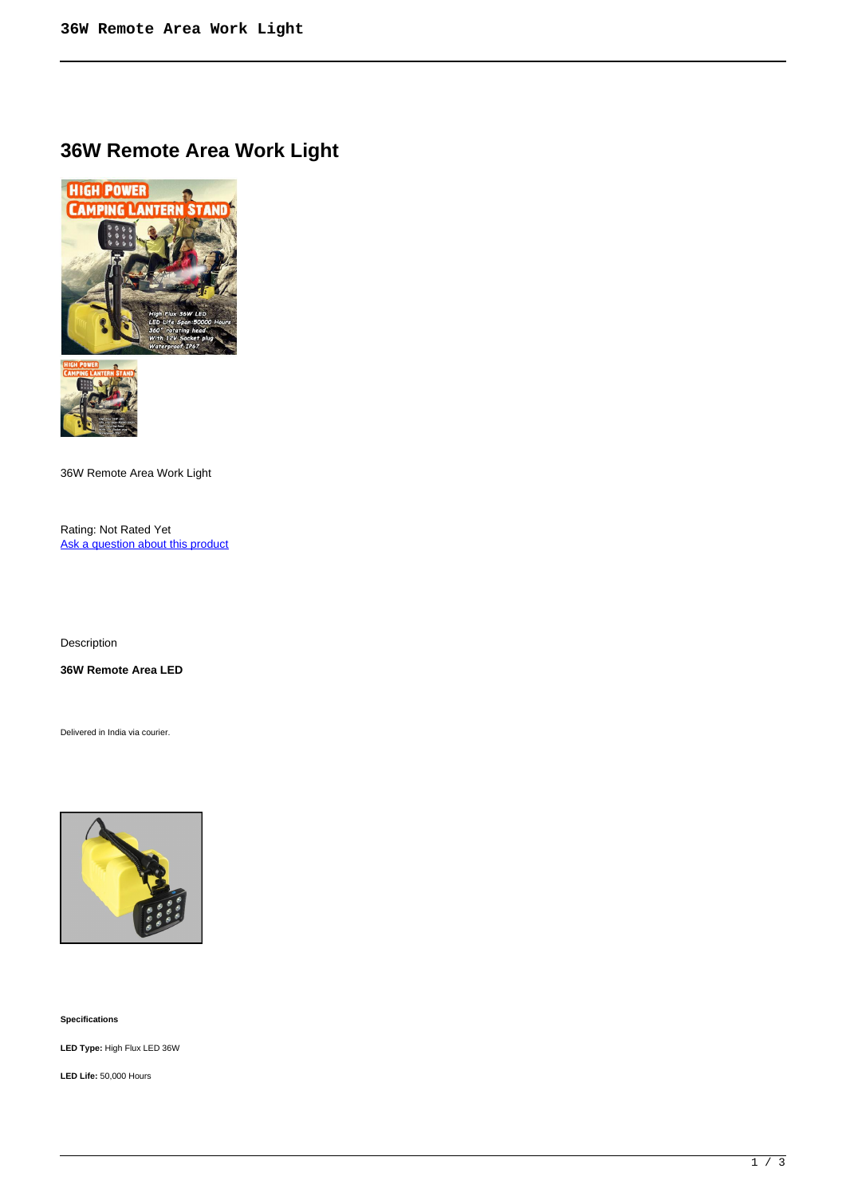# 36W Remote Area Work Light

36W Remote Area Work Light

Rating: Not Rated Yet
[Ask a question about this product]()

Description

**36W Remote Area LED**

Delivered in India via courier.

**Specifications**

**LED Type:** High Flux LED 36W

**LED Life:** 50,000 Hours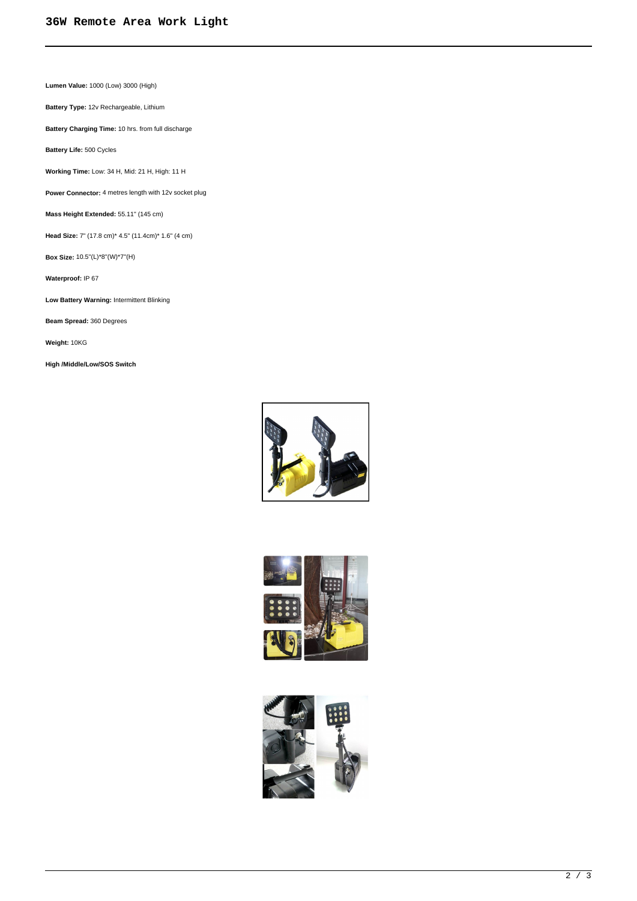# 36W Remote Area Work Light

**Lumen Value:** 1000 (Low) 3000 (High)

**Battery Type:** 12v Rechargeable, Lithium

**Battery Charging Time:** 10 hrs. from full discharge

**Battery Life:** 500 Cycles

**Working Time:** Low: 34 H, Mid: 21 H, High: 11 H

**Power Connector:** 4 metres length with 12v socket plug

**Mass Height Extended:** 55.11" (145 cm)

**Head Size:** 7" (17.8 cm)* 4.5" (11.4cm)* 1.6" (4 cm)

**Box Size:** 10.5"(L)*8"(W)*7"(H)

**Waterproof:** IP 67

**Low Battery Warning:** Intermittent Blinking

**Beam Spread:** 360 Degrees

**Weight:** 10KG

**High /Middle/Low/SOS Switch**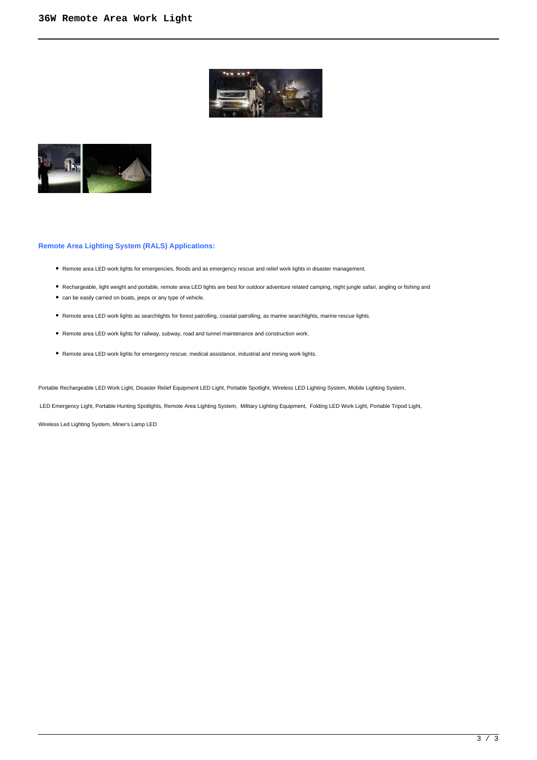### Remote Area Lighting System (RALS) Applications:

- Remote area LED work lights for emergencies, floods and as emergency rescue and relief work lights in disaster management.
- Rechargeable, light weight and portable, remote area LED lights are best for outdoor adventure related camping, night jungle safari, angling or fishing and
- can be easily carried on boats, jeeps or any type of vehicle.
- Remote area LED work lights as searchlights for forest patrolling, coastal patrolling, as marine searchlights, marine rescue lights.
- Remote area LED work lights for railway, subway, road and tunnel maintenance and construction work.
- Remote area LED work lights for emergency rescue, medical assistance, industrial and mining work lights.

Portable Rechargeable LED Work Light, Disaster Relief Equipment LED Light, Portable Spotlight, Wireless LED Lighting System, Mobile Lighting System,

LED Emergency Light, Portable Hunting Spotlights, Remote Area Lighting System, Military Lighting Equipment, Folding LED Work Light, Portable Tripod Light,

Wireless Led Lighting System, Miner's Lamp LED